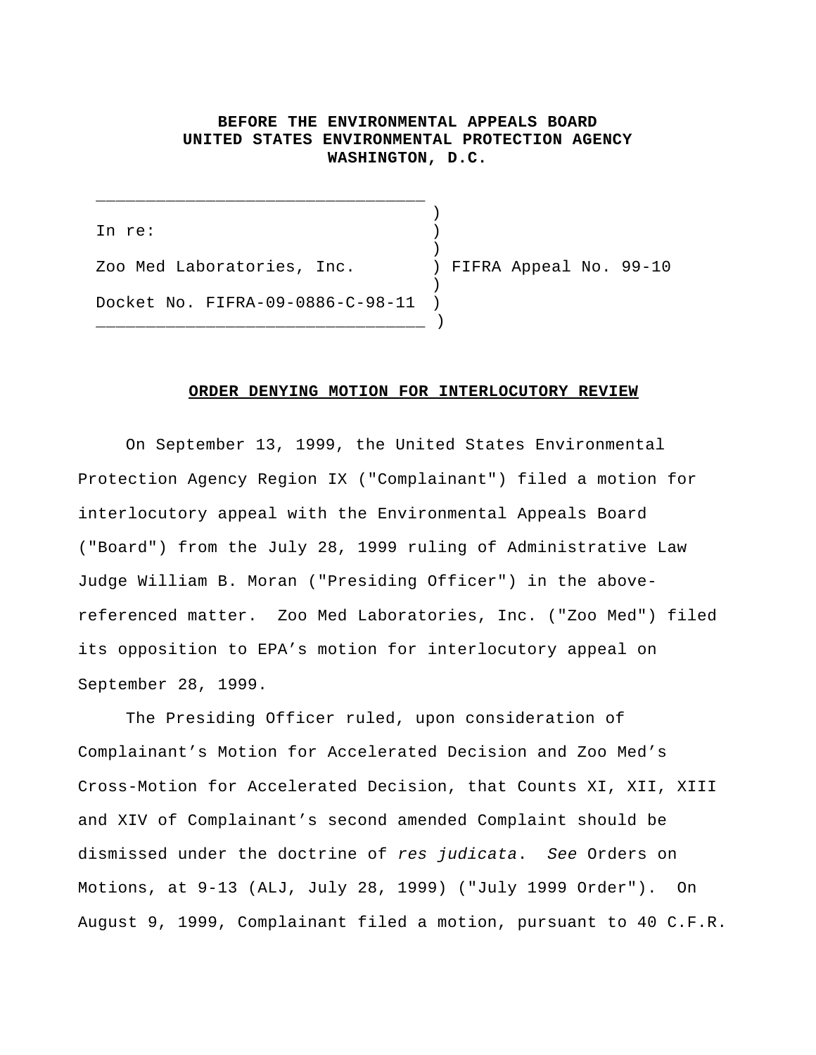**BEFORE THE ENVIRONMENTAL APPEALS BOARD**
**UNITED STATES ENVIRONMENTAL PROTECTION AGENCY**
**WASHINGTON, D.C.**

```
________________________________
                                 )
In re:                           )
                                 )
Zoo Med Laboratories, Inc.       ) FIFRA Appeal No. 99-10
                                 )
Docket No. FIFRA-09-0886-C-98-11 )
________________________________ )
```

## ORDER DENYING MOTION FOR INTERLOCUTORY REVIEW

On September 13, 1999, the United States Environmental Protection Agency Region IX ("Complainant") filed a motion for interlocutory appeal with the Environmental Appeals Board ("Board") from the July 28, 1999 ruling of Administrative Law Judge William B. Moran ("Presiding Officer") in the above-referenced matter. Zoo Med Laboratories, Inc. ("Zoo Med") filed its opposition to EPA's motion for interlocutory appeal on September 28, 1999.

The Presiding Officer ruled, upon consideration of Complainant's Motion for Accelerated Decision and Zoo Med's Cross-Motion for Accelerated Decision, that Counts XI, XII, XIII and XIV of Complainant's second amended Complaint should be dismissed under the doctrine of *res judicata*. *See* Orders on Motions, at 9-13 (ALJ, July 28, 1999) ("July 1999 Order"). On August 9, 1999, Complainant filed a motion, pursuant to 40 C.F.R.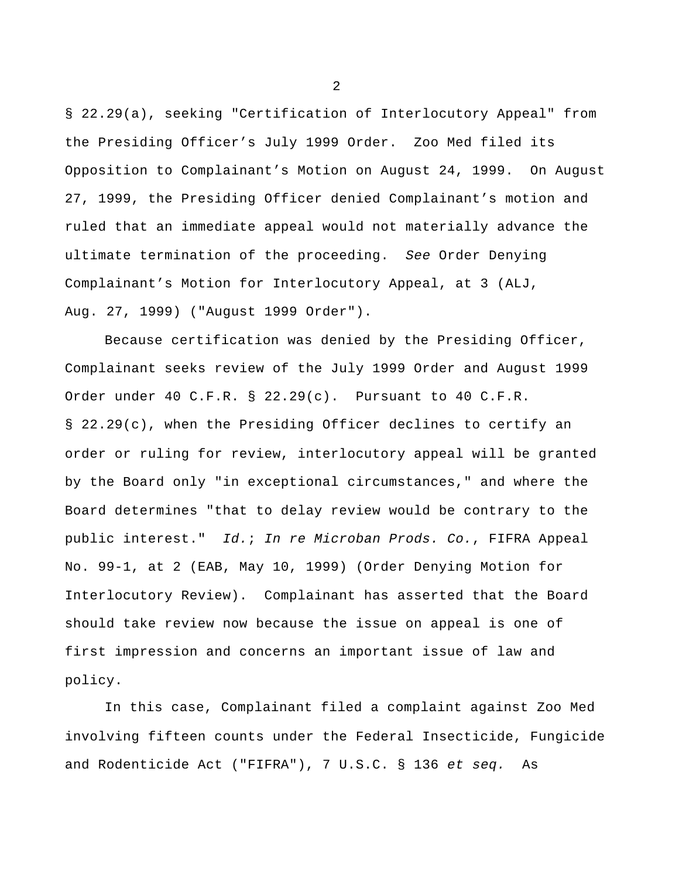§ 22.29(a), seeking "Certification of Interlocutory Appeal" from the Presiding Officer's July 1999 Order. Zoo Med filed its Opposition to Complainant's Motion on August 24, 1999. On August 27, 1999, the Presiding Officer denied Complainant's motion and ruled that an immediate appeal would not materially advance the ultimate termination of the proceeding. *See* Order Denying Complainant's Motion for Interlocutory Appeal, at 3 (ALJ, Aug. 27, 1999) ("August 1999 Order").

Because certification was denied by the Presiding Officer, Complainant seeks review of the July 1999 Order and August 1999 Order under 40 C.F.R. § 22.29(c). Pursuant to 40 C.F.R. § 22.29(c), when the Presiding Officer declines to certify an order or ruling for review, interlocutory appeal will be granted by the Board only "in exceptional circumstances," and where the Board determines "that to delay review would be contrary to the public interest." *Id.*; *In re Microban Prods. Co.*, FIFRA Appeal No. 99-1, at 2 (EAB, May 10, 1999) (Order Denying Motion for Interlocutory Review). Complainant has asserted that the Board should take review now because the issue on appeal is one of first impression and concerns an important issue of law and policy.

In this case, Complainant filed a complaint against Zoo Med involving fifteen counts under the Federal Insecticide, Fungicide and Rodenticide Act ("FIFRA"), 7 U.S.C. § 136 *et seq.* As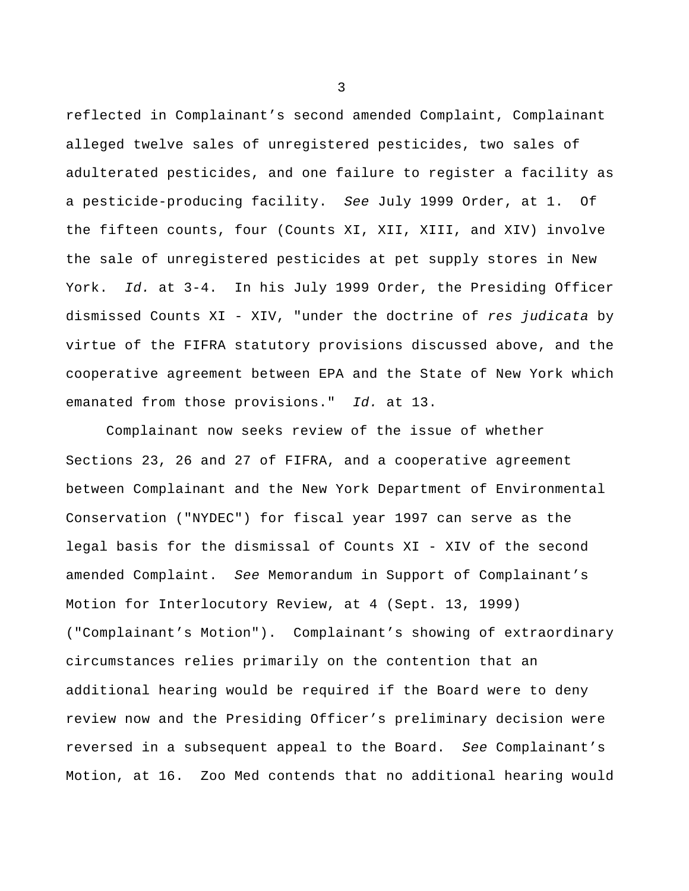reflected in Complainant's second amended Complaint, Complainant alleged twelve sales of unregistered pesticides, two sales of adulterated pesticides, and one failure to register a facility as a pesticide-producing facility. *See* July 1999 Order, at 1. Of the fifteen counts, four (Counts XI, XII, XIII, and XIV) involve the sale of unregistered pesticides at pet supply stores in New York. *Id.* at 3-4. In his July 1999 Order, the Presiding Officer dismissed Counts XI - XIV, "under the doctrine of *res judicata* by virtue of the FIFRA statutory provisions discussed above, and the cooperative agreement between EPA and the State of New York which emanated from those provisions." *Id.* at 13.

Complainant now seeks review of the issue of whether Sections 23, 26 and 27 of FIFRA, and a cooperative agreement between Complainant and the New York Department of Environmental Conservation ("NYDEC") for fiscal year 1997 can serve as the legal basis for the dismissal of Counts XI - XIV of the second amended Complaint. *See* Memorandum in Support of Complainant's Motion for Interlocutory Review, at 4 (Sept. 13, 1999) ("Complainant's Motion"). Complainant's showing of extraordinary circumstances relies primarily on the contention that an additional hearing would be required if the Board were to deny review now and the Presiding Officer's preliminary decision were reversed in a subsequent appeal to the Board. *See* Complainant's Motion, at 16. Zoo Med contends that no additional hearing would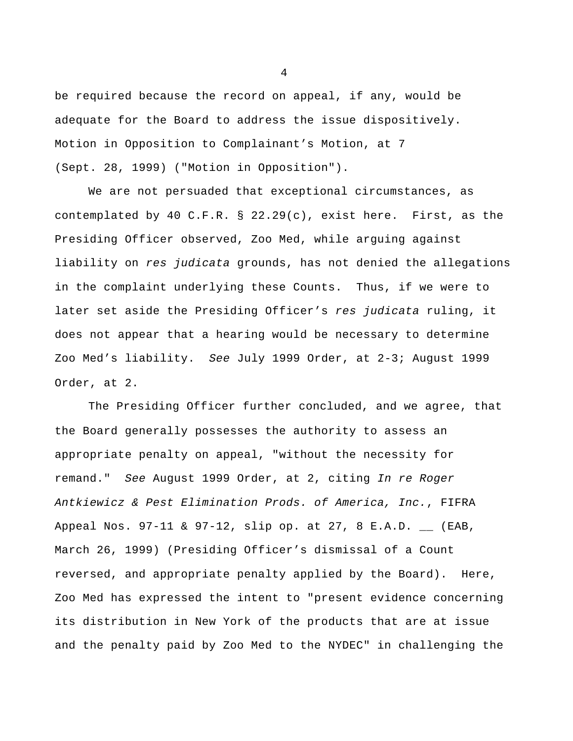be required because the record on appeal, if any, would be adequate for the Board to address the issue dispositively. Motion in Opposition to Complainant's Motion, at 7 (Sept. 28, 1999) ("Motion in Opposition").

We are not persuaded that exceptional circumstances, as contemplated by 40 C.F.R. § 22.29(c), exist here. First, as the Presiding Officer observed, Zoo Med, while arguing against liability on *res judicata* grounds, has not denied the allegations in the complaint underlying these Counts. Thus, if we were to later set aside the Presiding Officer's *res judicata* ruling, it does not appear that a hearing would be necessary to determine Zoo Med's liability. *See* July 1999 Order, at 2-3; August 1999 Order, at 2.

The Presiding Officer further concluded, and we agree, that the Board generally possesses the authority to assess an appropriate penalty on appeal, "without the necessity for remand." *See* August 1999 Order, at 2, citing *In re Roger Antkiewicz & Pest Elimination Prods. of America, Inc.*, FIFRA Appeal Nos. 97-11 & 97-12, slip op. at 27, 8 E.A.D. __ (EAB, March 26, 1999) (Presiding Officer's dismissal of a Count reversed, and appropriate penalty applied by the Board). Here, Zoo Med has expressed the intent to "present evidence concerning its distribution in New York of the products that are at issue and the penalty paid by Zoo Med to the NYDEC" in challenging the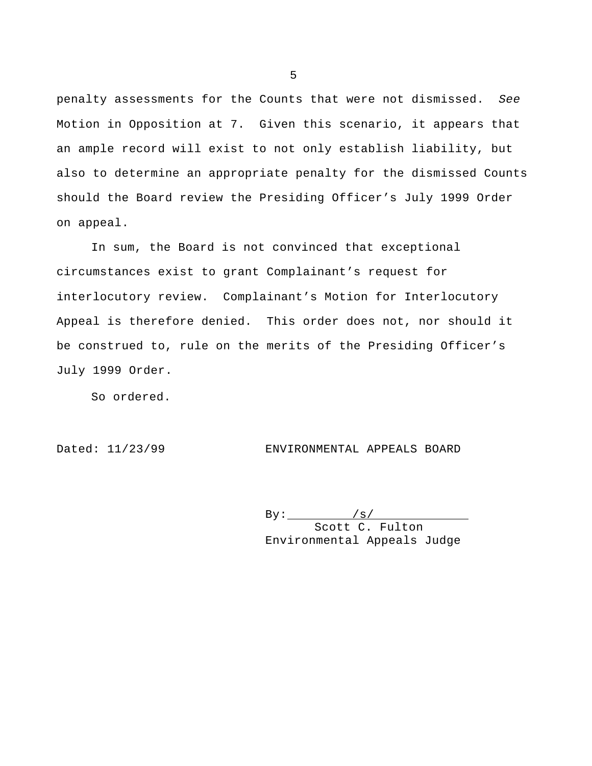penalty assessments for the Counts that were not dismissed. *See* Motion in Opposition at 7. Given this scenario, it appears that an ample record will exist to not only establish liability, but also to determine an appropriate penalty for the dismissed Counts should the Board review the Presiding Officer's July 1999 Order on appeal.

In sum, the Board is not convinced that exceptional circumstances exist to grant Complainant's request for interlocutory review. Complainant's Motion for Interlocutory Appeal is therefore denied. This order does not, nor should it be construed to, rule on the merits of the Presiding Officer's July 1999 Order.

So ordered.

Dated: 11/23/99

ENVIRONMENTAL APPEALS BOARD

By: /s/

Scott C. Fulton
Environmental Appeals Judge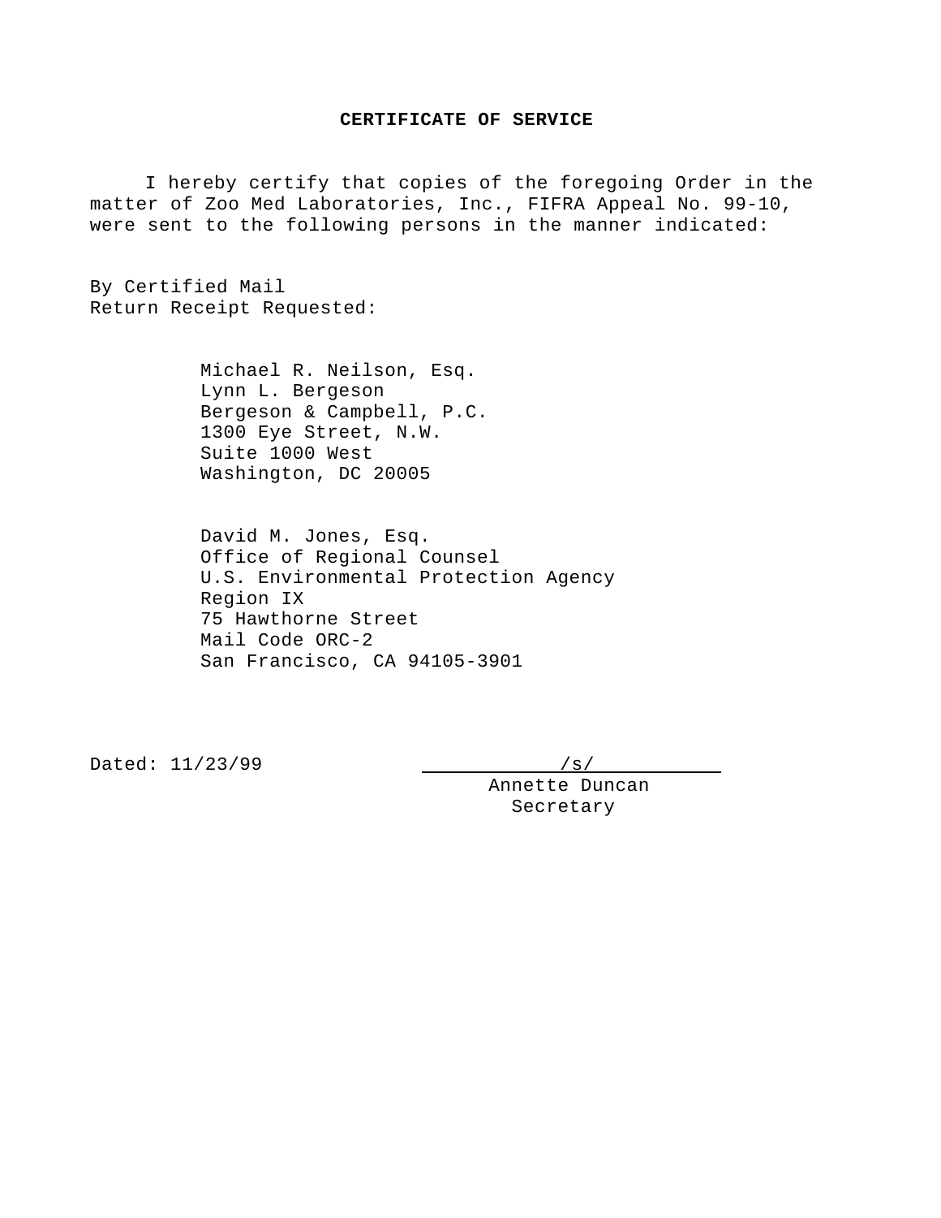## CERTIFICATE OF SERVICE

I hereby certify that copies of the foregoing Order in the matter of Zoo Med Laboratories, Inc., FIFRA Appeal No. 99-10, were sent to the following persons in the manner indicated:

By Certified Mail
Return Receipt Requested:

Michael R. Neilson, Esq.
Lynn L. Bergeson
Bergeson & Campbell, P.C.
1300 Eye Street, N.W.
Suite 1000 West
Washington, DC 20005

David M. Jones, Esq.
Office of Regional Counsel
U.S. Environmental Protection Agency
Region IX
75 Hawthorne Street
Mail Code ORC-2
San Francisco, CA 94105-3901

Dated: 11/23/99

/s/
Annette Duncan
Secretary